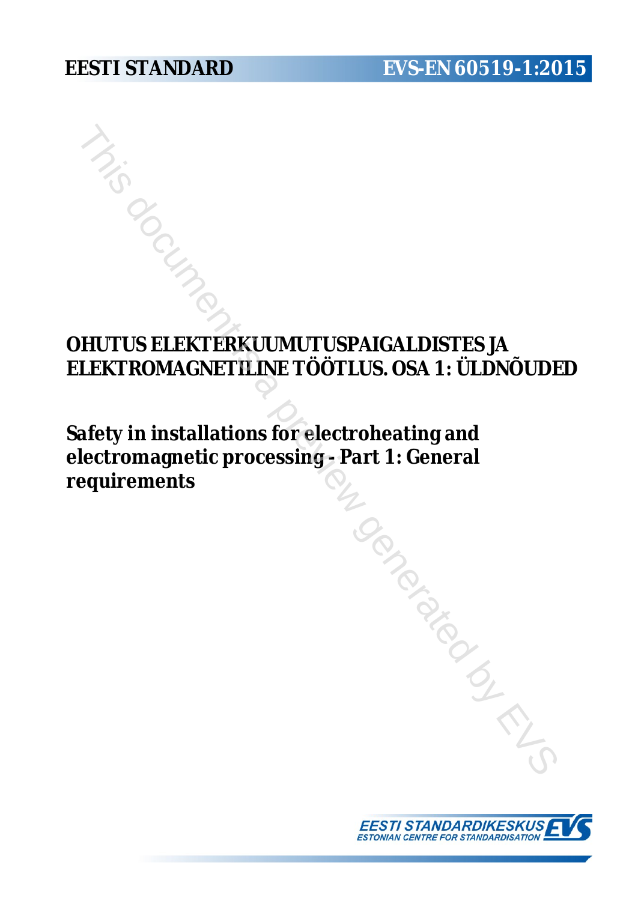EESTI STANDARD

EVS-EN 60519-1:2015

# OHUTUS ELEKTERKUUMUTUSPAIGALDISTES JA ELEKTROMAGNETILINE TÖÖTLUS. OSA 1: ÜLDNÕUDED

# Safety in installations for electroheating and electromagnetic processing - Part 1: General requirements

EESTI STANDARDIKESKUS
ESTONIAN CENTRE FOR STANDARDISATION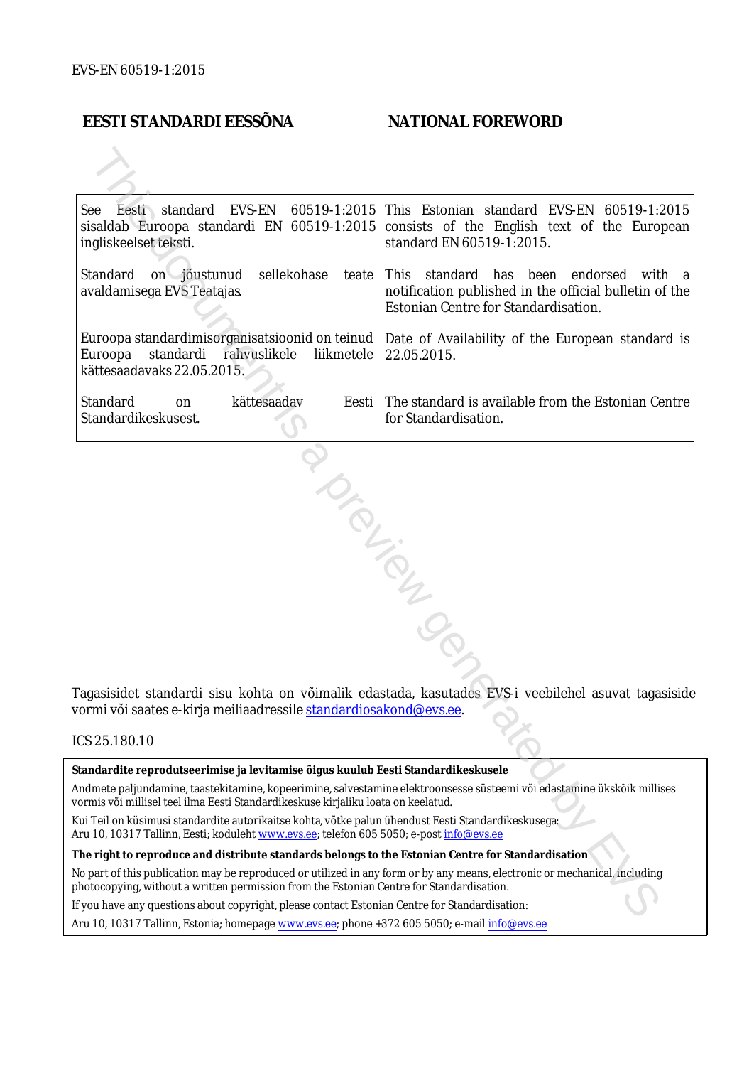EVS-EN 60519-1:2015

| EESTI STANDARDI EESSÕNA | NATIONAL FOREWORD |
|---|---|
| See Eesti standard EVS-EN 60519-1:2015 sisaldab Euroopa standardi EN 60519-1:2015 ingliskeelset teksti. | This Estonian standard EVS-EN 60519-1:2015 consists of the English text of the European standard EN 60519-1:2015. |
| Standard on jõustunud sellekohase teate avaldamisega EVS Teatajas. | This standard has been endorsed with a notification published in the official bulletin of the Estonian Centre for Standardisation. |
| Euroopa standardimisorganisatsioonid on teinud Euroopa standardi rahvuslikele liikmetele kättesaadavaks 22.05.2015. | Date of Availability of the European standard is 22.05.2015. |
| Standard on kättesaadav Eesti Standardikeskusest. | The standard is available from the Estonian Centre for Standardisation. |

Tagasisidet standardi sisu kohta on võimalik edastada, kasutades EVS-i veebilehel asuvat tagasiside vormi või saates e-kirja meiliaadressile standardiosakond@evs.ee.

ICS 25.180.10

**Standardite reprodutseerimise ja levitamise õigus kuulub Eesti Standardikeskusele**

Andmete paljundamine, taastekitamine, kopeerimine, salvestamine elektroonsesse süsteemi või edastamine ükskõik millises vormis või millisel teel ilma Eesti Standardikeskuse kirjaliku loata on keelatud.

Kui Teil on küsimusi standardite autorikaitse kohta, võtke palun ühendust Eesti Standardikeskusega:
Aru 10, 10317 Tallinn, Eesti; koduleht www.evs.ee; telefon 605 5050; e-post info@evs.ee

**The right to reproduce and distribute standards belongs to the Estonian Centre for Standardisation**

No part of this publication may be reproduced or utilized in any form or by any means, electronic or mechanical, including photocopying, without a written permission from the Estonian Centre for Standardisation.

If you have any questions about copyright, please contact Estonian Centre for Standardisation:

Aru 10, 10317 Tallinn, Estonia; homepage www.evs.ee; phone +372 605 5050; e-mail info@evs.ee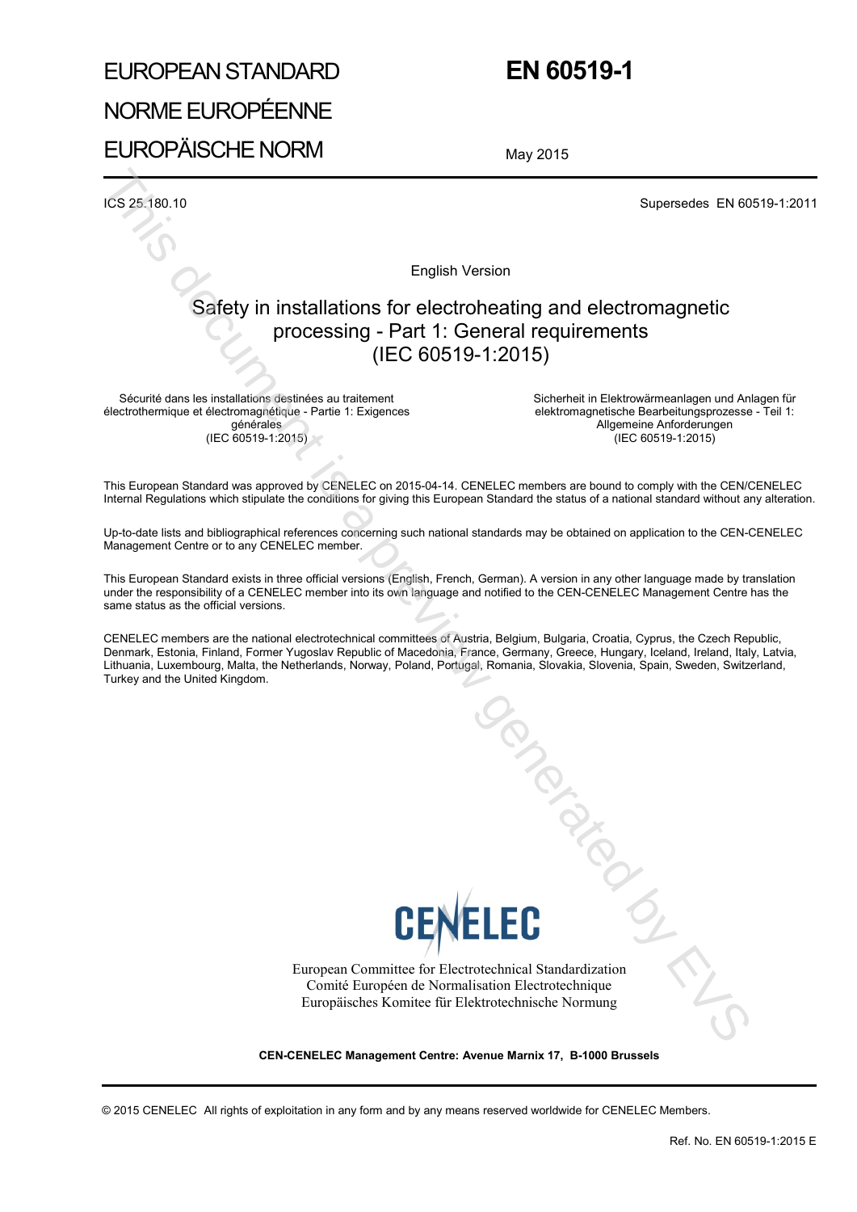EUROPEAN STANDARD

NORME EUROPÉENNE

EUROPÄISCHE NORM

# EN 60519-1

May 2015

ICS 25.180.10

Supersedes EN 60519-1:2011

English Version

## Safety in installations for electroheating and electromagnetic processing - Part 1: General requirements (IEC 60519-1:2015)

Sécurité dans les installations destinées au traitement électrothermique et électromagnétique - Partie 1: Exigences générales
(IEC 60519-1:2015)

Sicherheit in Elektrowärmeanlagen und Anlagen für elektromagnetische Bearbeitungsprozesse - Teil 1: Allgemeine Anforderungen
(IEC 60519-1:2015)

This European Standard was approved by CENELEC on 2015-04-14. CENELEC members are bound to comply with the CEN/CENELEC Internal Regulations which stipulate the conditions for giving this European Standard the status of a national standard without any alteration.

Up-to-date lists and bibliographical references concerning such national standards may be obtained on application to the CEN-CENELEC Management Centre or to any CENELEC member.

This European Standard exists in three official versions (English, French, German). A version in any other language made by translation under the responsibility of a CENELEC member into its own language and notified to the CEN-CENELEC Management Centre has the same status as the official versions.

CENELEC members are the national electrotechnical committees of Austria, Belgium, Bulgaria, Croatia, Cyprus, the Czech Republic, Denmark, Estonia, Finland, Former Yugoslav Republic of Macedonia, France, Germany, Greece, Hungary, Iceland, Ireland, Italy, Latvia, Lithuania, Luxembourg, Malta, the Netherlands, Norway, Poland, Portugal, Romania, Slovakia, Slovenia, Spain, Sweden, Switzerland, Turkey and the United Kingdom.

CENELEC

European Committee for Electrotechnical Standardization
Comité Européen de Normalisation Electrotechnique
Europäisches Komitee für Elektrotechnische Normung

**CEN-CENELEC Management Centre: Avenue Marnix 17, B-1000 Brussels**

© 2015 CENELEC All rights of exploitation in any form and by any means reserved worldwide for CENELEC Members.

Ref. No. EN 60519-1:2015 E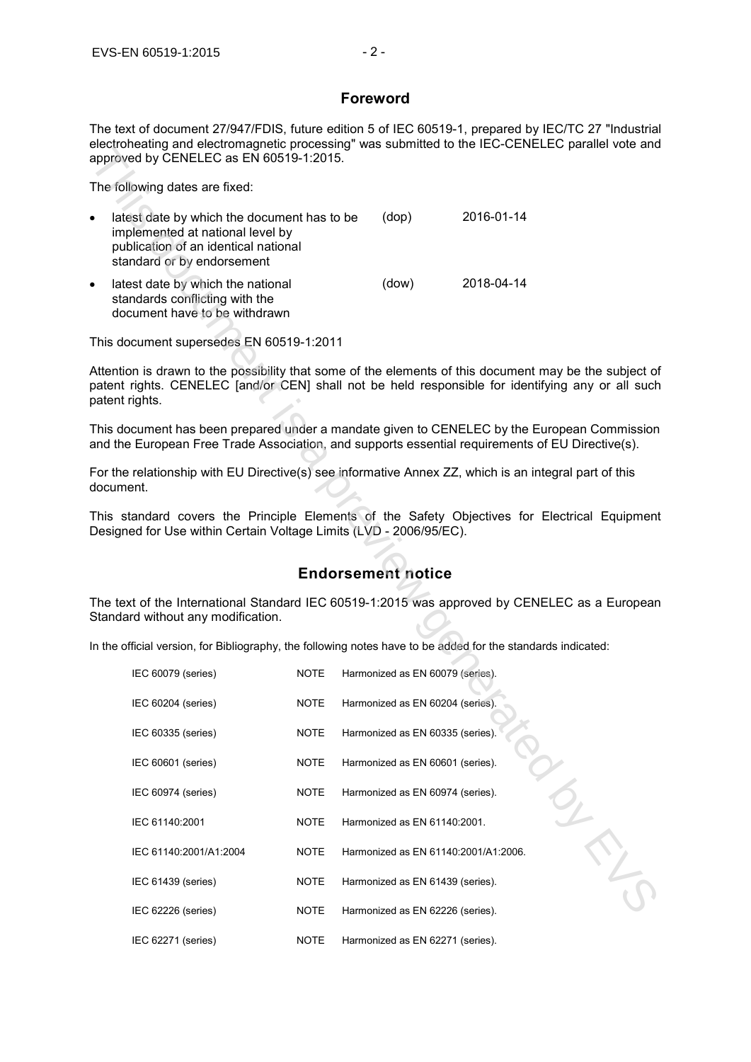## Foreword

The text of document 27/947/FDIS, future edition 5 of IEC 60519-1, prepared by IEC/TC 27 "Industrial electroheating and electromagnetic processing" was submitted to the IEC-CENELEC parallel vote and approved by CENELEC as EN 60519-1:2015.

The following dates are fixed:

| | | |
|---|---|---|
| • latest date by which the document has to be implemented at national level by publication of an identical national standard or by endorsement | (dop) | 2016-01-14 |
| • latest date by which the national standards conflicting with the document have to be withdrawn | (dow) | 2018-04-14 |

This document supersedes EN 60519-1:2011

Attention is drawn to the possibility that some of the elements of this document may be the subject of patent rights. CENELEC [and/or CEN] shall not be held responsible for identifying any or all such patent rights.

This document has been prepared under a mandate given to CENELEC by the European Commission and the European Free Trade Association, and supports essential requirements of EU Directive(s).

For the relationship with EU Directive(s) see informative Annex ZZ, which is an integral part of this document.

This standard covers the Principle Elements of the Safety Objectives for Electrical Equipment Designed for Use within Certain Voltage Limits (LVD - 2006/95/EC).

## Endorsement notice

The text of the International Standard IEC 60519-1:2015 was approved by CENELEC as a European Standard without any modification.

In the official version, for Bibliography, the following notes have to be added for the standards indicated:

| | | |
|---|---|---|
| IEC 60079 (series) | NOTE | Harmonized as EN 60079 (series). |
| IEC 60204 (series) | NOTE | Harmonized as EN 60204 (series). |
| IEC 60335 (series) | NOTE | Harmonized as EN 60335 (series). |
| IEC 60601 (series) | NOTE | Harmonized as EN 60601 (series). |
| IEC 60974 (series) | NOTE | Harmonized as EN 60974 (series). |
| IEC 61140:2001 | NOTE | Harmonized as EN 61140:2001. |
| IEC 61140:2001/A1:2004 | NOTE | Harmonized as EN 61140:2001/A1:2006. |
| IEC 61439 (series) | NOTE | Harmonized as EN 61439 (series). |
| IEC 62226 (series) | NOTE | Harmonized as EN 62226 (series). |
| IEC 62271 (series) | NOTE | Harmonized as EN 62271 (series). |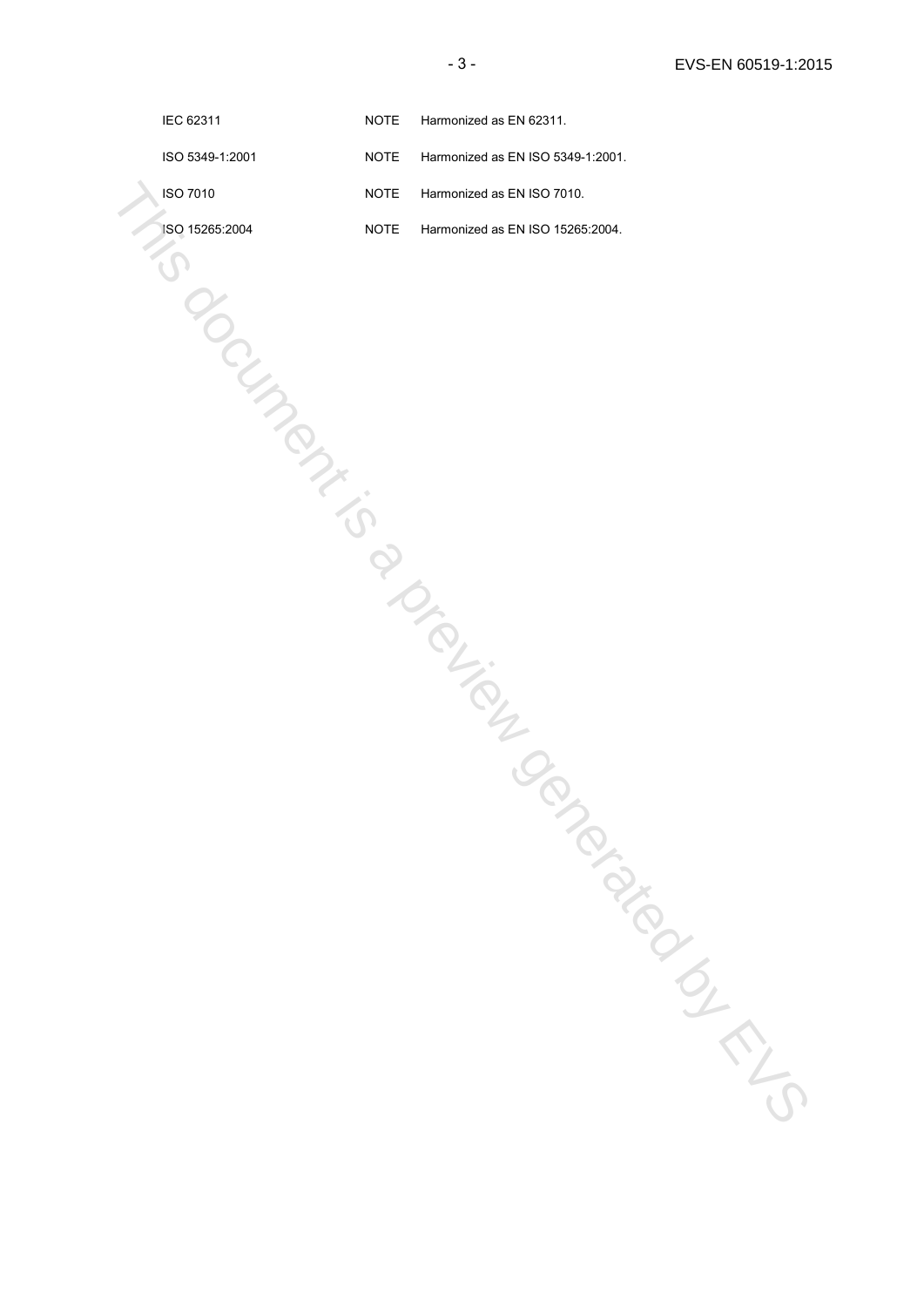| | | |
|---|---|---|
| IEC 62311 | NOTE | Harmonized as EN 62311. |
| ISO 5349-1:2001 | NOTE | Harmonized as EN ISO 5349-1:2001. |
| ISO 7010 | NOTE | Harmonized as EN ISO 7010. |
| ISO 15265:2004 | NOTE | Harmonized as EN ISO 15265:2004. |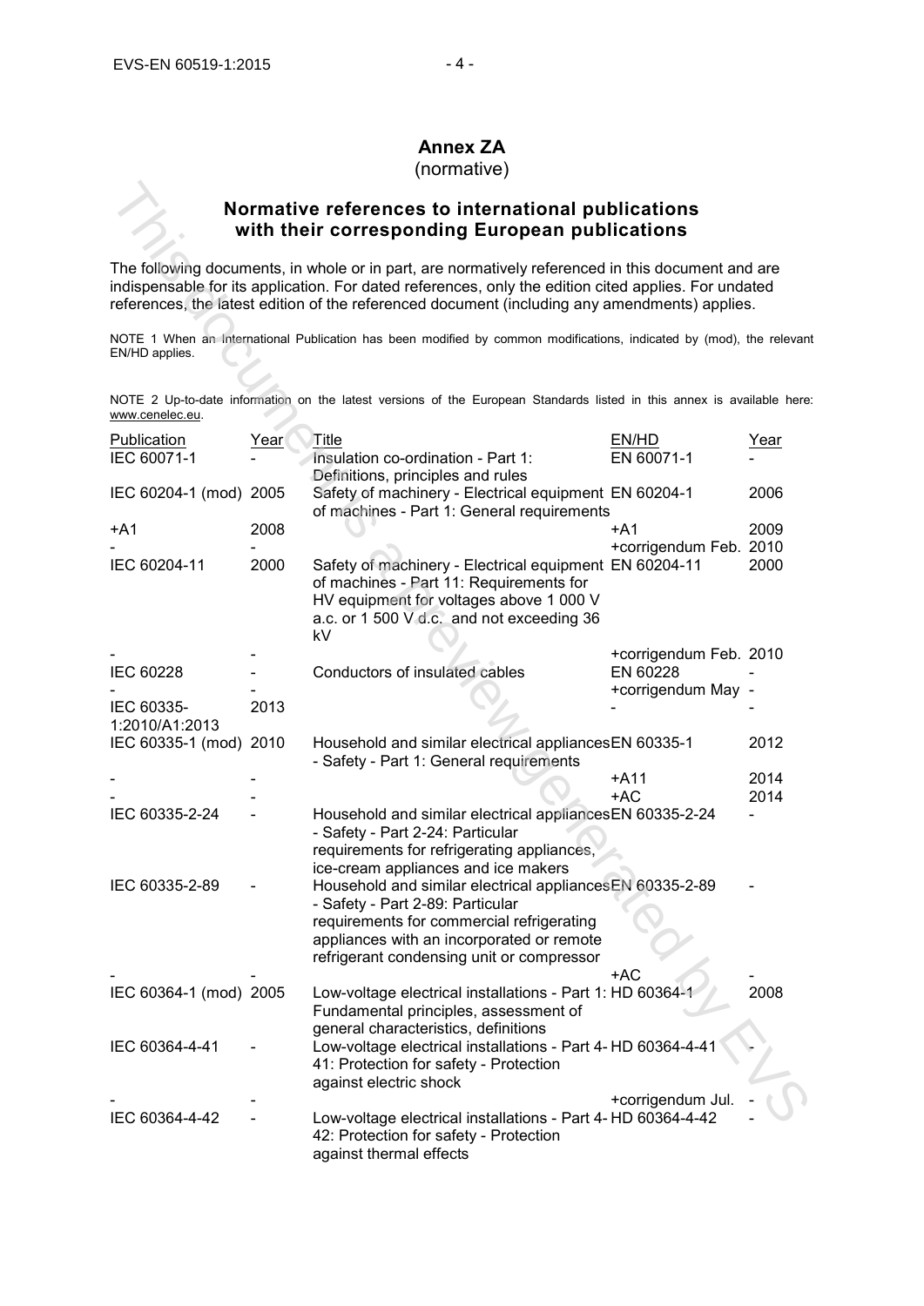# Annex ZA
(normative)

## Normative references to international publications with their corresponding European publications

The following documents, in whole or in part, are normatively referenced in this document and are indispensable for its application. For dated references, only the edition cited applies. For undated references, the latest edition of the referenced document (including any amendments) applies.

NOTE 1 When an International Publication has been modified by common modifications, indicated by (mod), the relevant EN/HD applies.

NOTE 2 Up-to-date information on the latest versions of the European Standards listed in this annex is available here: www.cenelec.eu.

| Publication | Year | Title | EN/HD | Year |
|---|---|---|---|---|
| IEC 60071-1 | - | Insulation co-ordination - Part 1: Definitions, principles and rules | EN 60071-1 | - |
| IEC 60204-1 (mod) | 2005 | Safety of machinery - Electrical equipment of machines - Part 1: General requirements | EN 60204-1 | 2006 |
| +A1 | 2008 | | +A1 | 2009 |
| - | - | | +corrigendum Feb. | 2010 |
| IEC 60204-11 | 2000 | Safety of machinery - Electrical equipment of machines - Part 11: Requirements for HV equipment for voltages above 1 000 V a.c. or 1 500 V d.c. and not exceeding 36 kV | EN 60204-11 | 2000 |
| - | - | | +corrigendum Feb. | 2010 |
| IEC 60228 | - | Conductors of insulated cables | EN 60228 | - |
| - | - | | +corrigendum May | - |
| IEC 60335-1:2010/A1:2013 | 2013 | | - | - |
| IEC 60335-1 (mod) | 2010 | Household and similar electrical appliances - Safety - Part 1: General requirements | EN 60335-1 | 2012 |
| - | - | | +A11 | 2014 |
| - | - | | +AC | 2014 |
| IEC 60335-2-24 | - | Household and similar electrical appliances - Safety - Part 2-24: Particular requirements for refrigerating appliances, ice-cream appliances and ice makers | EN 60335-2-24 | - |
| IEC 60335-2-89 | - | Household and similar electrical appliances - Safety - Part 2-89: Particular requirements for commercial refrigerating appliances with an incorporated or remote refrigerant condensing unit or compressor | EN 60335-2-89 | - |
| - | - | | +AC | - |
| IEC 60364-1 (mod) | 2005 | Low-voltage electrical installations - Part 1: Fundamental principles, assessment of general characteristics, definitions | HD 60364-1 | 2008 |
| IEC 60364-4-41 | - | Low-voltage electrical installations - Part 4-41: Protection for safety - Protection against electric shock | HD 60364-4-41 | - |
| - | - | | +corrigendum Jul. | - |
| IEC 60364-4-42 | - | Low-voltage electrical installations - Part 4-42: Protection for safety - Protection against thermal effects | HD 60364-4-42 | - |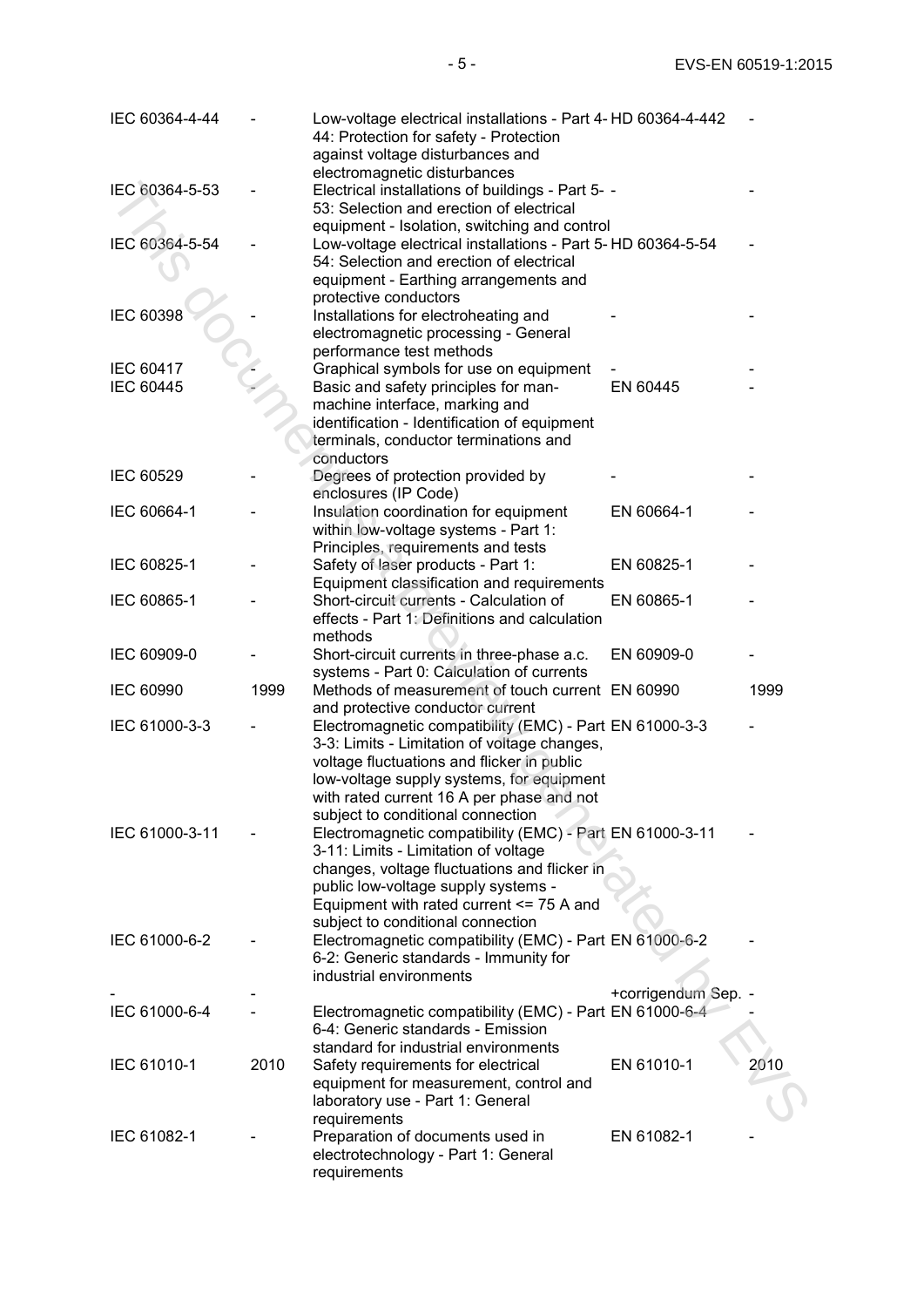| | | | | |
|---|---|---|---|---|
| IEC 60364-4-44 | - | Low-voltage electrical installations - Part 4-44: Protection for safety - Protection against voltage disturbances and electromagnetic disturbances | HD 60364-4-442 | - |
| IEC 60364-5-53 | - | Electrical installations of buildings - Part 5-53: Selection and erection of electrical equipment - Isolation, switching and control | - | - |
| IEC 60364-5-54 | - | Low-voltage electrical installations - Part 5-54: Selection and erection of electrical equipment - Earthing arrangements and protective conductors | HD 60364-5-54 | - |
| IEC 60398 | - | Installations for electroheating and electromagnetic processing - General performance test methods | - | - |
| IEC 60417 | - | Graphical symbols for use on equipment | - | - |
| IEC 60445 | - | Basic and safety principles for man-machine interface, marking and identification - Identification of equipment terminals, conductor terminations and conductors | EN 60445 | - |
| IEC 60529 | - | Degrees of protection provided by enclosures (IP Code) | - | - |
| IEC 60664-1 | - | Insulation coordination for equipment within low-voltage systems - Part 1: Principles, requirements and tests | EN 60664-1 | - |
| IEC 60825-1 | - | Safety of laser products - Part 1: Equipment classification and requirements | EN 60825-1 | - |
| IEC 60865-1 | - | Short-circuit currents - Calculation of effects - Part 1: Definitions and calculation methods | EN 60865-1 | - |
| IEC 60909-0 | - | Short-circuit currents in three-phase a.c. systems - Part 0: Calculation of currents | EN 60909-0 | - |
| IEC 60990 | 1999 | Methods of measurement of touch current and protective conductor current | EN 60990 | 1999 |
| IEC 61000-3-3 | - | Electromagnetic compatibility (EMC) - Part 3-3: Limits - Limitation of voltage changes, voltage fluctuations and flicker in public low-voltage supply systems, for equipment with rated current 16 A per phase and not subject to conditional connection | EN 61000-3-3 | - |
| IEC 61000-3-11 | - | Electromagnetic compatibility (EMC) - Part 3-11: Limits - Limitation of voltage changes, voltage fluctuations and flicker in public low-voltage supply systems - Equipment with rated current <= 75 A and subject to conditional connection | EN 61000-3-11 | - |
| IEC 61000-6-2 | - | Electromagnetic compatibility (EMC) - Part 6-2: Generic standards - Immunity for industrial environments | EN 61000-6-2 | - |
| - | - | | +corrigendum Sep. | - |
| IEC 61000-6-4 | - | Electromagnetic compatibility (EMC) - Part 6-4: Generic standards - Emission standard for industrial environments | EN 61000-6-4 | - |
| IEC 61010-1 | 2010 | Safety requirements for electrical equipment for measurement, control and laboratory use - Part 1: General requirements | EN 61010-1 | 2010 |
| IEC 61082-1 | - | Preparation of documents used in electrotechnology - Part 1: General requirements | EN 61082-1 | - |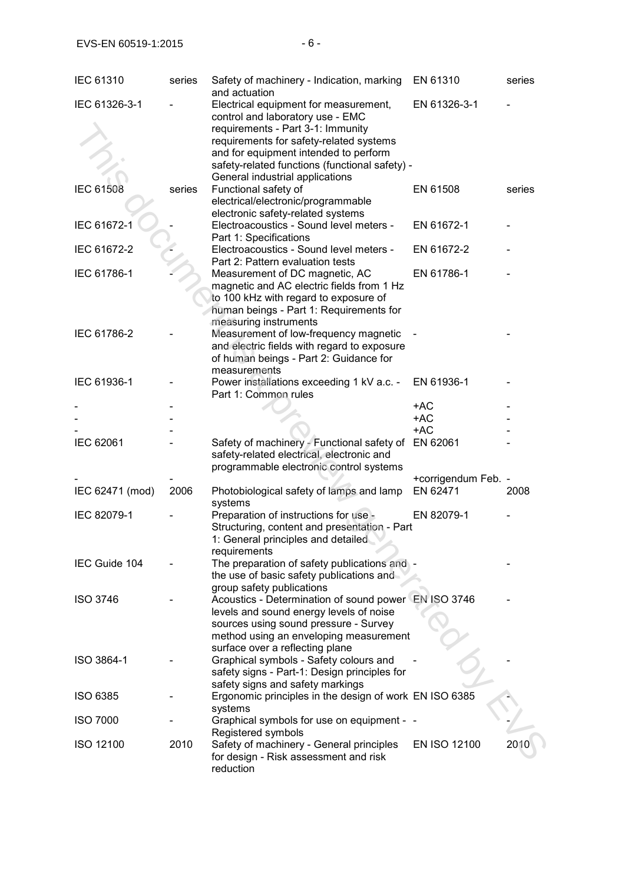| IEC 61310 | series | Safety of machinery - Indication, marking and actuation | EN 61310 | series |
|---|---|---|---|---|
| IEC 61326-3-1 | - | Electrical equipment for measurement, control and laboratory use - EMC requirements - Part 3-1: Immunity requirements for safety-related systems and for equipment intended to perform safety-related functions (functional safety) - General industrial applications | EN 61326-3-1 | - |
| IEC 61508 | series | Functional safety of electrical/electronic/programmable electronic safety-related systems | EN 61508 | series |
| IEC 61672-1 | - | Electroacoustics - Sound level meters - Part 1: Specifications | EN 61672-1 | - |
| IEC 61672-2 | - | Electroacoustics - Sound level meters - Part 2: Pattern evaluation tests | EN 61672-2 | - |
| IEC 61786-1 | - | Measurement of DC magnetic, AC magnetic and AC electric fields from 1 Hz to 100 kHz with regard to exposure of human beings - Part 1: Requirements for measuring instruments | EN 61786-1 | - |
| IEC 61786-2 | - | Measurement of low-frequency magnetic and electric fields with regard to exposure of human beings - Part 2: Guidance for measurements | - | - |
| IEC 61936-1 | - | Power installations exceeding 1 kV a.c. - Part 1: Common rules | EN 61936-1 | - |
| - | - | | +AC | - |
| - | - | | +AC | - |
| - | - | | +AC | - |
| IEC 62061 | - | Safety of machinery - Functional safety of safety-related electrical, electronic and programmable electronic control systems | EN 62061 | - |
| - | - | | +corrigendum Feb. | - |
| IEC 62471 (mod) | 2006 | Photobiological safety of lamps and lamp systems | EN 62471 | 2008 |
| IEC 82079-1 | - | Preparation of instructions for use - Structuring, content and presentation - Part 1: General principles and detailed requirements | EN 82079-1 | - |
| IEC Guide 104 | - | The preparation of safety publications and the use of basic safety publications and group safety publications | - | - |
| ISO 3746 | - | Acoustics - Determination of sound power levels and sound energy levels of noise sources using sound pressure - Survey method using an enveloping measurement surface over a reflecting plane | EN ISO 3746 | - |
| ISO 3864-1 | - | Graphical symbols - Safety colours and safety signs - Part-1: Design principles for safety signs and safety markings | - | - |
| ISO 6385 | - | Ergonomic principles in the design of work systems | EN ISO 6385 | - |
| ISO 7000 | - | Graphical symbols for use on equipment - Registered symbols | - | - |
| ISO 12100 | 2010 | Safety of machinery - General principles for design - Risk assessment and risk reduction | EN ISO 12100 | 2010 |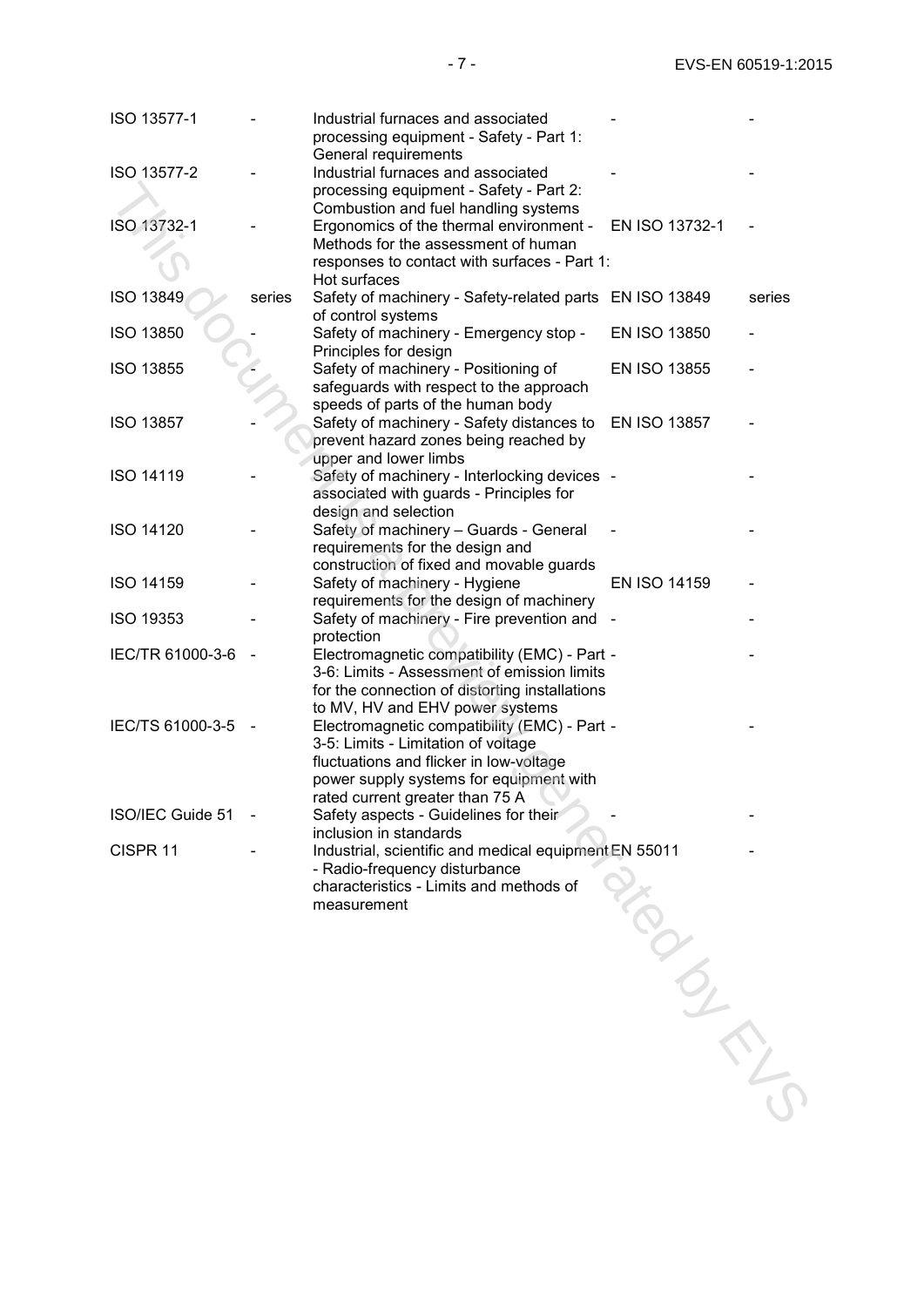| | | | | |
|---|---|---|---|---|
| ISO 13577-1 | - | Industrial furnaces and associated processing equipment - Safety - Part 1: General requirements | - | - |
| ISO 13577-2 | - | Industrial furnaces and associated processing equipment - Safety - Part 2: Combustion and fuel handling systems | - | - |
| ISO 13732-1 | - | Ergonomics of the thermal environment - Methods for the assessment of human responses to contact with surfaces - Part 1: Hot surfaces | EN ISO 13732-1 | - |
| ISO 13849 | series | Safety of machinery - Safety-related parts of control systems | EN ISO 13849 | series |
| ISO 13850 | - | Safety of machinery - Emergency stop - Principles for design | EN ISO 13850 | - |
| ISO 13855 | - | Safety of machinery - Positioning of safeguards with respect to the approach speeds of parts of the human body | EN ISO 13855 | - |
| ISO 13857 | - | Safety of machinery - Safety distances to prevent hazard zones being reached by upper and lower limbs | EN ISO 13857 | - |
| ISO 14119 | - | Safety of machinery - Interlocking devices associated with guards - Principles for design and selection | - | - |
| ISO 14120 | - | Safety of machinery – Guards - General requirements for the design and construction of fixed and movable guards | - | - |
| ISO 14159 | - | Safety of machinery - Hygiene requirements for the design of machinery | EN ISO 14159 | - |
| ISO 19353 | - | Safety of machinery - Fire prevention and protection | - | - |
| IEC/TR 61000-3-6 | - | Electromagnetic compatibility (EMC) - Part 3-6: Limits - Assessment of emission limits for the connection of distorting installations to MV, HV and EHV power systems | - | - |
| IEC/TS 61000-3-5 | - | Electromagnetic compatibility (EMC) - Part 3-5: Limits - Limitation of voltage fluctuations and flicker in low-voltage power supply systems for equipment with rated current greater than 75 A | - | - |
| ISO/IEC Guide 51 | - | Safety aspects - Guidelines for their inclusion in standards | - | - |
| CISPR 11 | - | Industrial, scientific and medical equipment - Radio-frequency disturbance characteristics - Limits and methods of measurement | EN 55011 | - |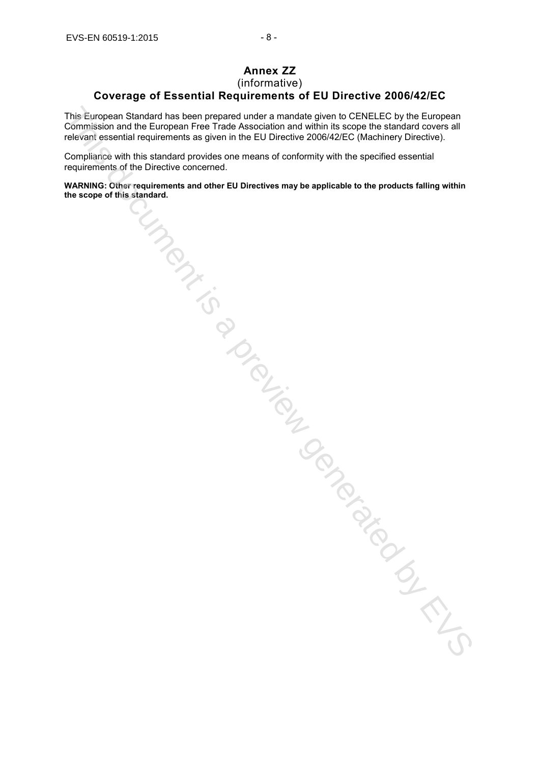# Annex ZZ
(informative)
## Coverage of Essential Requirements of EU Directive 2006/42/EC

This European Standard has been prepared under a mandate given to CENELEC by the European Commission and the European Free Trade Association and within its scope the standard covers all relevant essential requirements as given in the EU Directive 2006/42/EC (Machinery Directive).

Compliance with this standard provides one means of conformity with the specified essential requirements of the Directive concerned.

**WARNING: Other requirements and other EU Directives may be applicable to the products falling within the scope of this standard.**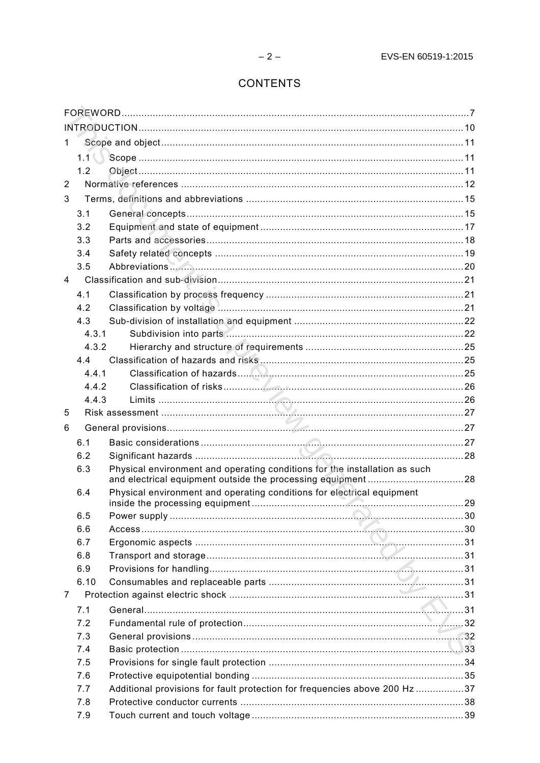# CONTENTS

FOREWORD ... 7
INTRODUCTION ... 10
1 Scope and object ... 11
 1.1 Scope ... 11
 1.2 Object ... 11
2 Normative references ... 12
3 Terms, definitions and abbreviations ... 15
 3.1 General concepts ... 15
 3.2 Equipment and state of equipment ... 17
 3.3 Parts and accessories ... 18
 3.4 Safety related concepts ... 19
 3.5 Abbreviations ... 20
4 Classification and sub-division ... 21
 4.1 Classification by process frequency ... 21
 4.2 Classification by voltage ... 21
 4.3 Sub-division of installation and equipment ... 22
  4.3.1 Subdivision into parts ... 22
  4.3.2 Hierarchy and structure of requirements ... 25
 4.4 Classification of hazards and risks ... 25
  4.4.1 Classification of hazards ... 25
  4.4.2 Classification of risks ... 26
  4.4.3 Limits ... 26
5 Risk assessment ... 27
6 General provisions ... 27
 6.1 Basic considerations ... 27
 6.2 Significant hazards ... 28
 6.3 Physical environment and operating conditions for the installation as such and electrical equipment outside the processing equipment ... 28
 6.4 Physical environment and operating conditions for electrical equipment inside the processing equipment ... 29
 6.5 Power supply ... 30
 6.6 Access ... 30
 6.7 Ergonomic aspects ... 31
 6.8 Transport and storage ... 31
 6.9 Provisions for handling ... 31
 6.10 Consumables and replaceable parts ... 31
7 Protection against electric shock ... 31
 7.1 General ... 31
 7.2 Fundamental rule of protection ... 32
 7.3 General provisions ... 32
 7.4 Basic protection ... 33
 7.5 Provisions for single fault protection ... 34
 7.6 Protective equipotential bonding ... 35
 7.7 Additional provisions for fault protection for frequencies above 200 Hz ... 37
 7.8 Protective conductor currents ... 38
 7.9 Touch current and touch voltage ... 39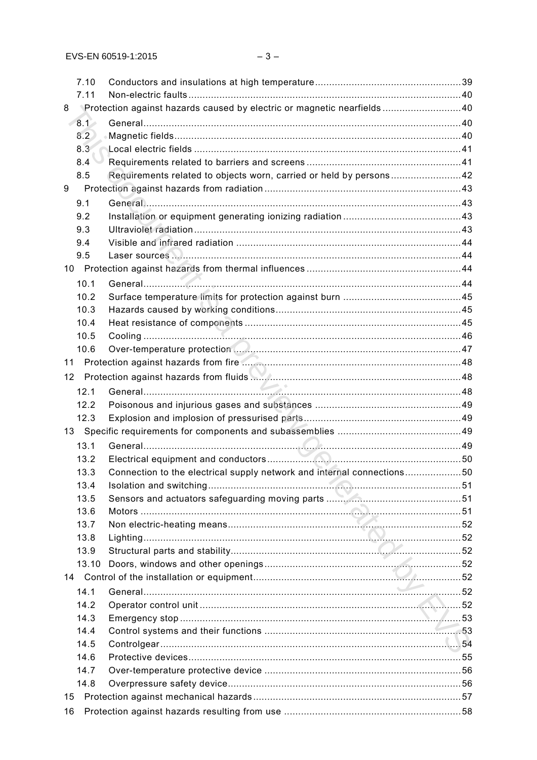| | | |
|---|---|---|
| 7.10 | Conductors and insulations at high temperature | 39 |
| 7.11 | Non-electric faults | 40 |
| 8 | Protection against hazards caused by electric or magnetic nearfields | 40 |
| 8.1 | General | 40 |
| 8.2 | Magnetic fields | 40 |
| 8.3 | Local electric fields | 41 |
| 8.4 | Requirements related to barriers and screens | 41 |
| 8.5 | Requirements related to objects worn, carried or held by persons | 42 |
| 9 | Protection against hazards from radiation | 43 |
| 9.1 | General | 43 |
| 9.2 | Installation or equipment generating ionizing radiation | 43 |
| 9.3 | Ultraviolet radiation | 43 |
| 9.4 | Visible and infrared radiation | 44 |
| 9.5 | Laser sources | 44 |
| 10 | Protection against hazards from thermal influences | 44 |
| 10.1 | General | 44 |
| 10.2 | Surface temperature limits for protection against burn | 45 |
| 10.3 | Hazards caused by working conditions | 45 |
| 10.4 | Heat resistance of components | 45 |
| 10.5 | Cooling | 46 |
| 10.6 | Over-temperature protection | 47 |
| 11 | Protection against hazards from fire | 48 |
| 12 | Protection against hazards from fluids | 48 |
| 12.1 | General | 48 |
| 12.2 | Poisonous and injurious gases and substances | 49 |
| 12.3 | Explosion and implosion of pressurised parts | 49 |
| 13 | Specific requirements for components and subassemblies | 49 |
| 13.1 | General | 49 |
| 13.2 | Electrical equipment and conductors | 50 |
| 13.3 | Connection to the electrical supply network and internal connections | 50 |
| 13.4 | Isolation and switching | 51 |
| 13.5 | Sensors and actuators safeguarding moving parts | 51 |
| 13.6 | Motors | 51 |
| 13.7 | Non electric-heating means | 52 |
| 13.8 | Lighting | 52 |
| 13.9 | Structural parts and stability | 52 |
| 13.10 | Doors, windows and other openings | 52 |
| 14 | Control of the installation or equipment | 52 |
| 14.1 | General | 52 |
| 14.2 | Operator control unit | 52 |
| 14.3 | Emergency stop | 53 |
| 14.4 | Control systems and their functions | 53 |
| 14.5 | Controlgear | 54 |
| 14.6 | Protective devices | 55 |
| 14.7 | Over-temperature protective device | 56 |
| 14.8 | Overpressure safety device | 56 |
| 15 | Protection against mechanical hazards | 57 |
| 16 | Protection against hazards resulting from use | 58 |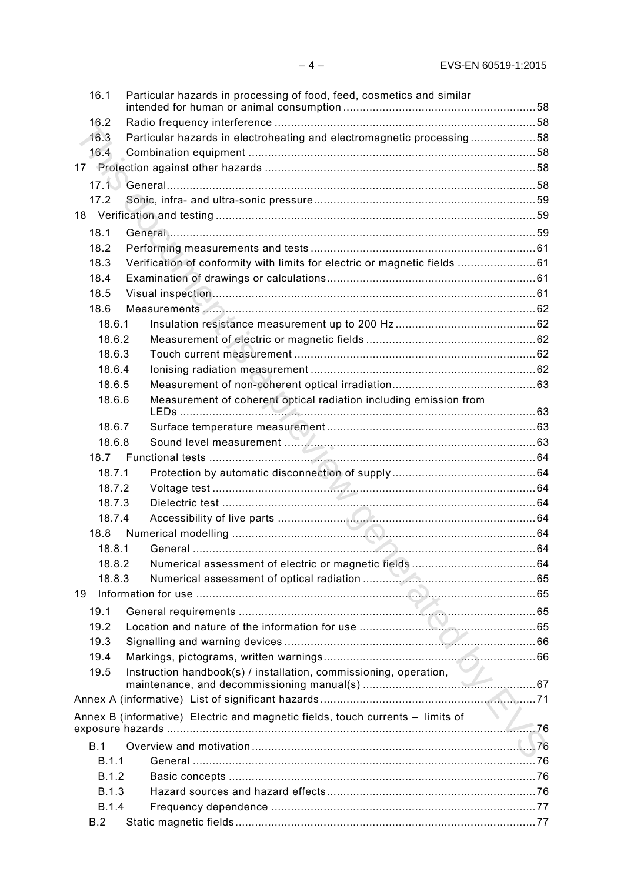| | | |
|---|---|---|
| 16.1 | Particular hazards in processing of food, feed, cosmetics and similar intended for human or animal consumption | 58 |
| 16.2 | Radio frequency interference | 58 |
| 16.3 | Particular hazards in electroheating and electromagnetic processing | 58 |
| 16.4 | Combination equipment | 58 |
| 17 | Protection against other hazards | 58 |
| 17.1 | General | 58 |
| 17.2 | Sonic, infra- and ultra-sonic pressure | 59 |
| 18 | Verification and testing | 59 |
| 18.1 | General | 59 |
| 18.2 | Performing measurements and tests | 61 |
| 18.3 | Verification of conformity with limits for electric or magnetic fields | 61 |
| 18.4 | Examination of drawings or calculations | 61 |
| 18.5 | Visual inspection | 61 |
| 18.6 | Measurements | 62 |
| 18.6.1 | Insulation resistance measurement up to 200 Hz | 62 |
| 18.6.2 | Measurement of electric or magnetic fields | 62 |
| 18.6.3 | Touch current measurement | 62 |
| 18.6.4 | Ionising radiation measurement | 62 |
| 18.6.5 | Measurement of non-coherent optical irradiation | 63 |
| 18.6.6 | Measurement of coherent optical radiation including emission from LEDs | 63 |
| 18.6.7 | Surface temperature measurement | 63 |
| 18.6.8 | Sound level measurement | 63 |
| 18.7 | Functional tests | 64 |
| 18.7.1 | Protection by automatic disconnection of supply | 64 |
| 18.7.2 | Voltage test | 64 |
| 18.7.3 | Dielectric test | 64 |
| 18.7.4 | Accessibility of live parts | 64 |
| 18.8 | Numerical modelling | 64 |
| 18.8.1 | General | 64 |
| 18.8.2 | Numerical assessment of electric or magnetic fields | 64 |
| 18.8.3 | Numerical assessment of optical radiation | 65 |
| 19 | Information for use | 65 |
| 19.1 | General requirements | 65 |
| 19.2 | Location and nature of the information for use | 65 |
| 19.3 | Signalling and warning devices | 66 |
| 19.4 | Markings, pictograms, written warnings | 66 |
| 19.5 | Instruction handbook(s) / installation, commissioning, operation, maintenance, and decommissioning manual(s) | 67 |
| Annex A (informative) | List of significant hazards | 71 |
| Annex B (informative) | Electric and magnetic fields, touch currents – limits of exposure hazards | 76 |
| B.1 | Overview and motivation | 76 |
| B.1.1 | General | 76 |
| B.1.2 | Basic concepts | 76 |
| B.1.3 | Hazard sources and hazard effects | 76 |
| B.1.4 | Frequency dependence | 77 |
| B.2 | Static magnetic fields | 77 |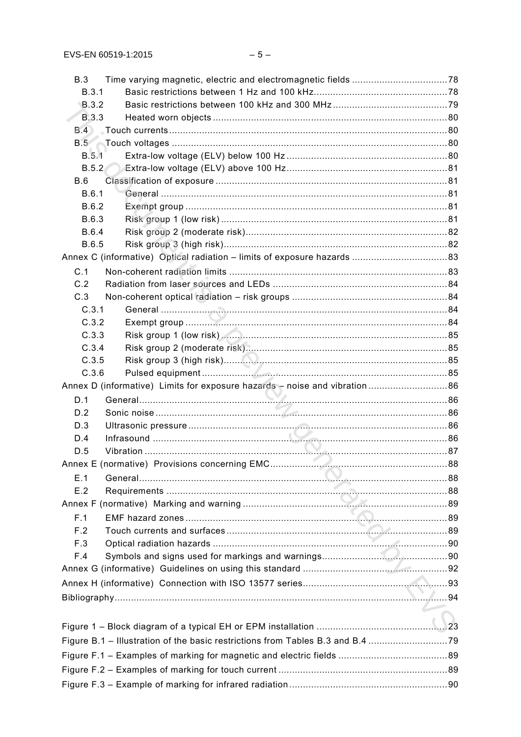B.3 Time varying magnetic, electric and electromagnetic fields .................................. 78
B.3.1 Basic restrictions between 1 Hz and 100 kHz................................................ 78
B.3.2 Basic restrictions between 100 kHz and 300 MHz.......................................... 79
B.3.3 Heated worn objects ..................................................................................... 80
B.4 Touch currents..................................................................................................... 80
B.5 Touch voltages .................................................................................................... 80
B.5.1 Extra-low voltage (ELV) below 100 Hz ........................................................... 80
B.5.2 Extra-low voltage (ELV) above 100 Hz........................................................... 81
B.6 Classification of exposure .................................................................................... 81
B.6.1 General ........................................................................................................ 81
B.6.2 Exempt group ............................................................................................... 81
B.6.3 Risk group 1 (low risk) .................................................................................. 81
B.6.4 Risk group 2 (moderate risk).......................................................................... 82
B.6.5 Risk group 3 (high risk).................................................................................. 82

Annex C (informative) Optical radiation – limits of exposure hazards .................................. 83

C.1 Non-coherent radiation limits ................................................................................ 83
C.2 Radiation from laser sources and LEDs ................................................................ 84
C.3 Non-coherent optical radiation – risk groups ......................................................... 84
C.3.1 General ........................................................................................................ 84
C.3.2 Exempt group ............................................................................................... 84
C.3.3 Risk group 1 (low risk) .................................................................................. 85
C.3.4 Risk group 2 (moderate risk).......................................................................... 85
C.3.5 Risk group 3 (high risk).................................................................................. 85
C.3.6 Pulsed equipment ......................................................................................... 85

Annex D (informative) Limits for exposure hazards – noise and vibration ............................ 86

D.1 General................................................................................................................ 86
D.2 Sonic noise .......................................................................................................... 86
D.3 Ultrasonic pressure .............................................................................................. 86
D.4 Infrasound ........................................................................................................... 86
D.5 Vibration .............................................................................................................. 87

Annex E (normative) Provisions concerning EMC................................................................ 88

E.1 General................................................................................................................ 88
E.2 Requirements ...................................................................................................... 88

Annex F (normative) Marking and warning .......................................................................... 89

F.1 EMF hazard zones ............................................................................................... 89
F.2 Touch currents and surfaces ................................................................................ 89
F.3 Optical radiation hazards ..................................................................................... 90
F.4 Symbols and signs used for markings and warnings.............................................. 90

Annex G (informative) Guidelines on using this standard .................................................... 92

Annex H (informative) Connection with ISO 13577 series..................................................... 93

Bibliography......................................................................................................................... 94

Figure 1 – Block diagram of a typical EH or EPM installation ............................................. 23
Figure B.1 – Illustration of the basic restrictions from Tables B.3 and B.4 ............................ 79
Figure F.1 – Examples of marking for magnetic and electric fields ....................................... 89
Figure F.2 – Examples of marking for touch current ............................................................. 89
Figure F.3 – Example of marking for infrared radiation ......................................................... 90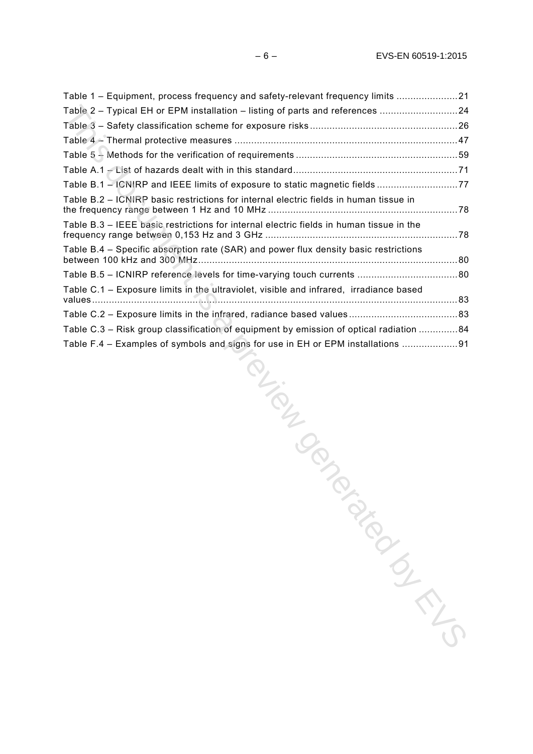Table 1 – Equipment, process frequency and safety-relevant frequency limits ......................21

Table 2 – Typical EH or EPM installation – listing of parts and references ............................24

Table 3 – Safety classification scheme for exposure risks ....................................................26

Table 4 – Thermal protective measures ................................................................................47

Table 5 – Methods for the verification of requirements ..........................................................59

Table A.1 – List of hazards dealt with in this standard...........................................................71

Table B.1 – ICNIRP and IEEE limits of exposure to static magnetic fields .............................77

Table B.2 – ICNIRP basic restrictions for internal electric fields in human tissue in the frequency range between 1 Hz and 10 MHz ...................................................................78

Table B.3 – IEEE basic restrictions for internal electric fields in human tissue in the frequency range between 0,153 Hz and 3 GHz ....................................................................78

Table B.4 – Specific absorption rate (SAR) and power flux density basic restrictions between 100 kHz and 300 MHz............................................................................................80

Table B.5 – ICNIRP reference levels for time-varying touch currents ....................................80

Table C.1 – Exposure limits in the ultraviolet, visible and infrared, irradiance based values....................................................................................................................................83

Table C.2 – Exposure limits in the infrared, radiance based values.......................................83

Table C.3 – Risk group classification of equipment by emission of optical radiation ..............84

Table F.4 – Examples of symbols and signs for use in EH or EPM installations ....................91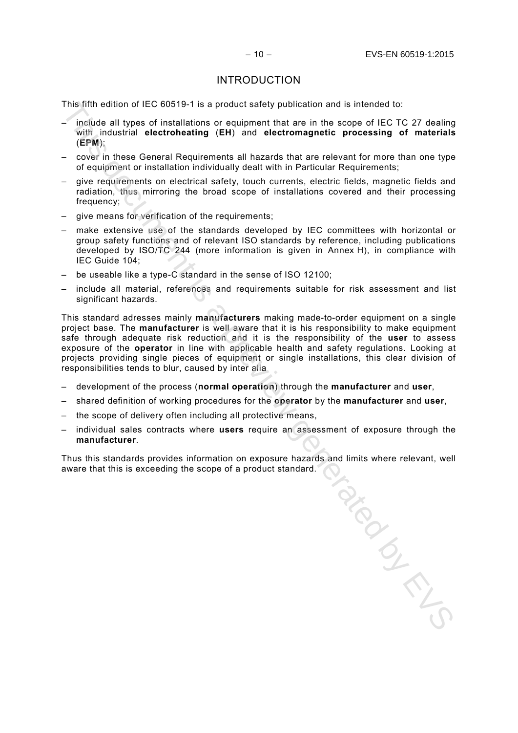# INTRODUCTION

This fifth edition of IEC 60519-1 is a product safety publication and is intended to:

- include all types of installations or equipment that are in the scope of IEC TC 27 dealing with industrial **electroheating** (**EH**) and **electromagnetic processing of materials** (**EPM**);
- cover in these General Requirements all hazards that are relevant for more than one type of equipment or installation individually dealt with in Particular Requirements;
- give requirements on electrical safety, touch currents, electric fields, magnetic fields and radiation, thus mirroring the broad scope of installations covered and their processing frequency;
- give means for verification of the requirements;
- make extensive use of the standards developed by IEC committees with horizontal or group safety functions and of relevant ISO standards by reference, including publications developed by ISO/TC 244 (more information is given in Annex H), in compliance with IEC Guide 104;
- be useable like a type-C standard in the sense of ISO 12100;
- include all material, references and requirements suitable for risk assessment and list significant hazards.

This standard adresses mainly **manufacturers** making made-to-order equipment on a single project base. The **manufacturer** is well aware that it is his responsibility to make equipment safe through adequate risk reduction and it is the responsibility of the **user** to assess exposure of the **operator** in line with applicable health and safety regulations. Looking at projects providing single pieces of equipment or single installations, this clear division of responsibilities tends to blur, caused by inter alia

- development of the process (**normal operation**) through the **manufacturer** and **user**,
- shared definition of working procedures for the **operator** by the **manufacturer** and **user**,
- the scope of delivery often including all protective means,
- individual sales contracts where **users** require an assessment of exposure through the **manufacturer**.

Thus this standards provides information on exposure hazards and limits where relevant, well aware that this is exceeding the scope of a product standard.